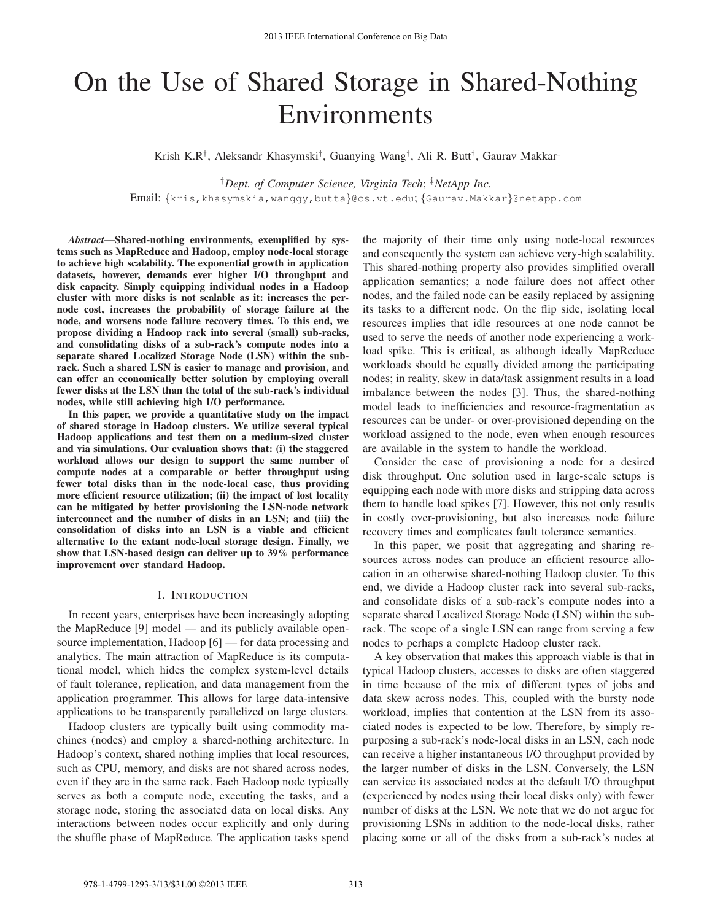# On the Use of Shared Storage in Shared-Nothing Environments

Krish K.R[†], Aleksandr Khasymski[†], Guanying Wang[†], Ali R. Butt[†], Gaurav Makkar[‡]

[†]*Dept. of Computer Science, Virginia Tech*; [‡]*NetApp Inc.*

Email: {kris,khasymskia,wanggy,butta}@cs.vt.edu; {Gaurav.Makkar}@netapp.com

***Abstract*—Shared-nothing environments, exemplified by systems such as MapReduce and Hadoop, employ node-local storage to achieve high scalability. The exponential growth in application datasets, however, demands ever higher I/O throughput and disk capacity. Simply equipping individual nodes in a Hadoop cluster with more disks is not scalable as it: increases the per-node cost, increases the probability of storage failure at the node, and worsens node failure recovery times. To this end, we propose dividing a Hadoop rack into several (small) sub-racks, and consolidating disks of a sub-rack's compute nodes into a separate shared Localized Storage Node (LSN) within the sub-rack. Such a shared LSN is easier to manage and provision, and can offer an economically better solution by employing overall fewer disks at the LSN than the total of the sub-rack's individual nodes, while still achieving high I/O performance.**

**In this paper, we provide a quantitative study on the impact of shared storage in Hadoop clusters. We utilize several typical Hadoop applications and test them on a medium-sized cluster and via simulations. Our evaluation shows that: (i) the staggered workload allows our design to support the same number of compute nodes at a comparable or better throughput using fewer total disks than in the node-local case, thus providing more efficient resource utilization; (ii) the impact of lost locality can be mitigated by better provisioning the LSN-node network interconnect and the number of disks in an LSN; and (iii) the consolidation of disks into an LSN is a viable and efficient alternative to the extant node-local storage design. Finally, we show that LSN-based design can deliver up to 39% performance improvement over standard Hadoop.**

## I. Introduction

In recent years, enterprises have been increasingly adopting the MapReduce [9] model — and its publicly available open-source implementation, Hadoop [6] — for data processing and analytics. The main attraction of MapReduce is its computational model, which hides the complex system-level details of fault tolerance, replication, and data management from the application programmer. This allows for large data-intensive applications to be transparently parallelized on large clusters.

Hadoop clusters are typically built using commodity machines (nodes) and employ a shared-nothing architecture. In Hadoop's context, shared nothing implies that local resources, such as CPU, memory, and disks are not shared across nodes, even if they are in the same rack. Each Hadoop node typically serves as both a compute node, executing the tasks, and a storage node, storing the associated data on local disks. Any interactions between nodes occur explicitly and only during the shuffle phase of MapReduce. The application tasks spend the majority of their time only using node-local resources and consequently the system can achieve very-high scalability. This shared-nothing property also provides simplified overall application semantics; a node failure does not affect other nodes, and the failed node can be easily replaced by assigning its tasks to a different node. On the flip side, isolating local resources implies that idle resources at one node cannot be used to serve the needs of another node experiencing a workload spike. This is critical, as although ideally MapReduce workloads should be equally divided among the participating nodes; in reality, skew in data/task assignment results in a load imbalance between the nodes [3]. Thus, the shared-nothing model leads to inefficiencies and resource-fragmentation as resources can be under- or over-provisioned depending on the workload assigned to the node, even when enough resources are available in the system to handle the workload.

Consider the case of provisioning a node for a desired disk throughput. One solution used in large-scale setups is equipping each node with more disks and stripping data across them to handle load spikes [7]. However, this not only results in costly over-provisioning, but also increases node failure recovery times and complicates fault tolerance semantics.

In this paper, we posit that aggregating and sharing resources across nodes can produce an efficient resource allocation in an otherwise shared-nothing Hadoop cluster. To this end, we divide a Hadoop cluster rack into several sub-racks, and consolidate disks of a sub-rack's compute nodes into a separate shared Localized Storage Node (LSN) within the sub-rack. The scope of a single LSN can range from serving a few nodes to perhaps a complete Hadoop cluster rack.

A key observation that makes this approach viable is that in typical Hadoop clusters, accesses to disks are often staggered in time because of the mix of different types of jobs and data skew across nodes. This, coupled with the bursty node workload, implies that contention at the LSN from its associated nodes is expected to be low. Therefore, by simply repurposing a sub-rack's node-local disks in an LSN, each node can receive a higher instantaneous I/O throughput provided by the larger number of disks in the LSN. Conversely, the LSN can service its associated nodes at the default I/O throughput (experienced by nodes using their local disks only) with fewer number of disks at the LSN. We note that we do not argue for provisioning LSNs in addition to the node-local disks, rather placing some or all of the disks from a sub-rack's nodes at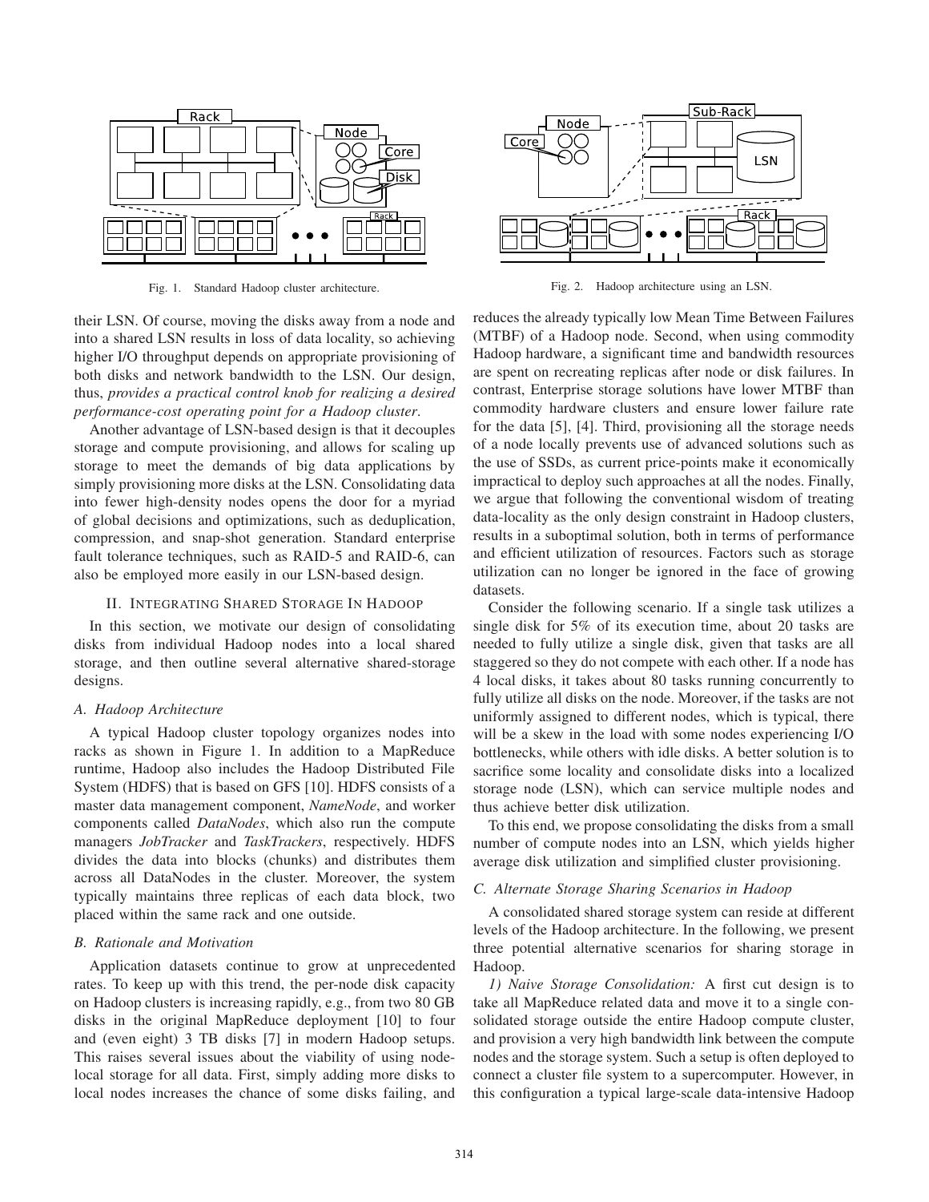Fig. 1. Standard Hadoop cluster architecture.

Fig. 2. Hadoop architecture using an LSN.

their LSN. Of course, moving the disks away from a node and into a shared LSN results in loss of data locality, so achieving higher I/O throughput depends on appropriate provisioning of both disks and network bandwidth to the LSN. Our design, thus, *provides a practical control knob for realizing a desired performance-cost operating point for a Hadoop cluster*.

Another advantage of LSN-based design is that it decouples storage and compute provisioning, and allows for scaling up storage to meet the demands of big data applications by simply provisioning more disks at the LSN. Consolidating data into fewer high-density nodes opens the door for a myriad of global decisions and optimizations, such as deduplication, compression, and snap-shot generation. Standard enterprise fault tolerance techniques, such as RAID-5 and RAID-6, can also be employed more easily in our LSN-based design.

## II. Integrating Shared Storage In Hadoop

In this section, we motivate our design of consolidating disks from individual Hadoop nodes into a local shared storage, and then outline several alternative shared-storage designs.

### A. Hadoop Architecture

A typical Hadoop cluster topology organizes nodes into racks as shown in Figure 1. In addition to a MapReduce runtime, Hadoop also includes the Hadoop Distributed File System (HDFS) that is based on GFS [10]. HDFS consists of a master data management component, *NameNode*, and worker components called *DataNodes*, which also run the compute managers *JobTracker* and *TaskTrackers*, respectively. HDFS divides the data into blocks (chunks) and distributes them across all DataNodes in the cluster. Moreover, the system typically maintains three replicas of each data block, two placed within the same rack and one outside.

### B. Rationale and Motivation

Application datasets continue to grow at unprecedented rates. To keep up with this trend, the per-node disk capacity on Hadoop clusters is increasing rapidly, e.g., from two 80 GB disks in the original MapReduce deployment [10] to four and (even eight) 3 TB disks [7] in modern Hadoop setups. This raises several issues about the viability of using node-local storage for all data. First, simply adding more disks to local nodes increases the chance of some disks failing, and reduces the already typically low Mean Time Between Failures (MTBF) of a Hadoop node. Second, when using commodity Hadoop hardware, a significant time and bandwidth resources are spent on recreating replicas after node or disk failures. In contrast, Enterprise storage solutions have lower MTBF than commodity hardware clusters and ensure lower failure rate for the data [5], [4]. Third, provisioning all the storage needs of a node locally prevents use of advanced solutions such as the use of SSDs, as current price-points make it economically impractical to deploy such approaches at all the nodes. Finally, we argue that following the conventional wisdom of treating data-locality as the only design constraint in Hadoop clusters, results in a suboptimal solution, both in terms of performance and efficient utilization of resources. Factors such as storage utilization can no longer be ignored in the face of growing datasets.

Consider the following scenario. If a single task utilizes a single disk for 5% of its execution time, about 20 tasks are needed to fully utilize a single disk, given that tasks are all staggered so they do not compete with each other. If a node has 4 local disks, it takes about 80 tasks running concurrently to fully utilize all disks on the node. Moreover, if the tasks are not uniformly assigned to different nodes, which is typical, there will be a skew in the load with some nodes experiencing I/O bottlenecks, while others with idle disks. A better solution is to sacrifice some locality and consolidate disks into a localized storage node (LSN), which can service multiple nodes and thus achieve better disk utilization.

To this end, we propose consolidating the disks from a small number of compute nodes into an LSN, which yields higher average disk utilization and simplified cluster provisioning.

### C. Alternate Storage Sharing Scenarios in Hadoop

A consolidated shared storage system can reside at different levels of the Hadoop architecture. In the following, we present three potential alternative scenarios for sharing storage in Hadoop.

*1) Naive Storage Consolidation:* A first cut design is to take all MapReduce related data and move it to a single consolidated storage outside the entire Hadoop compute cluster, and provision a very high bandwidth link between the compute nodes and the storage system. Such a setup is often deployed to connect a cluster file system to a supercomputer. However, in this configuration a typical large-scale data-intensive Hadoop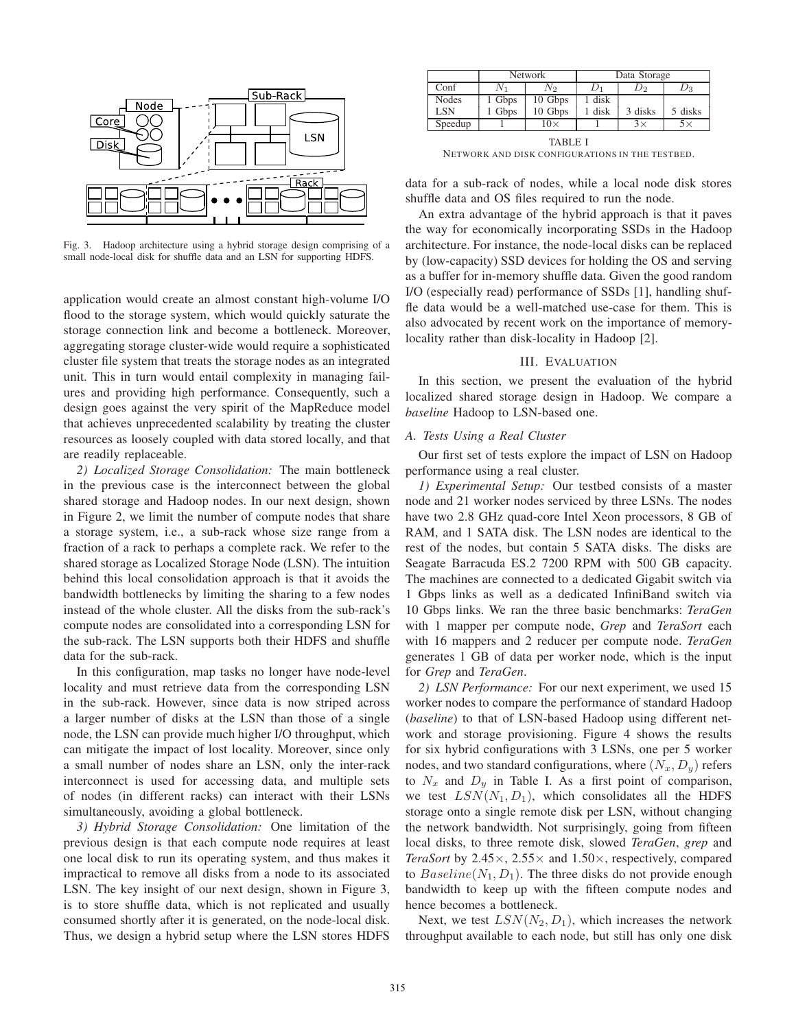Sub-Rack

Node

Core

Disk

LSN

Rack

Fig. 3. Hadoop architecture using a hybrid storage design comprising of a small node-local disk for shuffle data and an LSN for supporting HDFS.

application would create an almost constant high-volume I/O flood to the storage system, which would quickly saturate the storage connection link and become a bottleneck. Moreover, aggregating storage cluster-wide would require a sophisticated cluster file system that treats the storage nodes as an integrated unit. This in turn would entail complexity in managing failures and providing high performance. Consequently, such a design goes against the very spirit of the MapReduce model that achieves unprecedented scalability by treating the cluster resources as loosely coupled with data stored locally, and that are readily replaceable.

*2) Localized Storage Consolidation:* The main bottleneck in the previous case is the interconnect between the global shared storage and Hadoop nodes. In our next design, shown in Figure 2, we limit the number of compute nodes that share a storage system, i.e., a sub-rack whose size range from a fraction of a rack to perhaps a complete rack. We refer to the shared storage as Localized Storage Node (LSN). The intuition behind this local consolidation approach is that it avoids the bandwidth bottlenecks by limiting the sharing to a few nodes instead of the whole cluster. All the disks from the sub-rack's compute nodes are consolidated into a corresponding LSN for the sub-rack. The LSN supports both their HDFS and shuffle data for the sub-rack.

In this configuration, map tasks no longer have node-level locality and must retrieve data from the corresponding LSN in the sub-rack. However, since data is now striped across a larger number of disks at the LSN than those of a single node, the LSN can provide much higher I/O throughput, which can mitigate the impact of lost locality. Moreover, since only a small number of nodes share an LSN, only the inter-rack interconnect is used for accessing data, and multiple sets of nodes (in different racks) can interact with their LSNs simultaneously, avoiding a global bottleneck.

*3) Hybrid Storage Consolidation:* One limitation of the previous design is that each compute node requires at least one local disk to run its operating system, and thus makes it impractical to remove all disks from a node to its associated LSN. The key insight of our next design, shown in Figure 3, is to store shuffle data, which is not replicated and usually consumed shortly after it is generated, on the node-local disk. Thus, we design a hybrid setup where the LSN stores HDFS data for a sub-rack of nodes, while a local node disk stores shuffle data and OS files required to run the node.

An extra advantage of the hybrid approach is that it paves the way for economically incorporating SSDs in the Hadoop architecture. For instance, the node-local disks can be replaced by (low-capacity) SSD devices for holding the OS and serving as a buffer for in-memory shuffle data. Given the good random I/O (especially read) performance of SSDs [1], handling shuffle data would be a well-matched use-case for them. This is also advocated by recent work on the importance of memory-locality rather than disk-locality in Hadoop [2].

| | Network | | Data Storage | | |
|---|---|---|---|---|---|
| Conf | $N_1$ | $N_2$ | $D_1$ | $D_2$ | $D_3$ |
| Nodes | 1 Gbps | 10 Gbps | 1 disk | | |
| LSN | 1 Gbps | 10 Gbps | 1 disk | 3 disks | 5 disks |
| Speedup | 1 | 10× | 1 | 3× | 5× |

TABLE I
NETWORK AND DISK CONFIGURATIONS IN THE TESTBED.

## III. EVALUATION

In this section, we present the evaluation of the hybrid localized shared storage design in Hadoop. We compare a *baseline* Hadoop to LSN-based one.

### A. Tests Using a Real Cluster

Our first set of tests explore the impact of LSN on Hadoop performance using a real cluster.

*1) Experimental Setup:* Our testbed consists of a master node and 21 worker nodes serviced by three LSNs. The nodes have two 2.8 GHz quad-core Intel Xeon processors, 8 GB of RAM, and 1 SATA disk. The LSN nodes are identical to the rest of the nodes, but contain 5 SATA disks. The disks are Seagate Barracuda ES.2 7200 RPM with 500 GB capacity. The machines are connected to a dedicated Gigabit switch via 1 Gbps links as well as a dedicated InfiniBand switch via 10 Gbps links. We ran the three basic benchmarks: *TeraGen* with 1 mapper per compute node, *Grep* and *TeraSort* each with 16 mappers and 2 reducer per compute node. *TeraGen* generates 1 GB of data per worker node, which is the input for *Grep* and *TeraGen*.

*2) LSN Performance:* For our next experiment, we used 15 worker nodes to compare the performance of standard Hadoop (*baseline*) to that of LSN-based Hadoop using different network and storage provisioning. Figure 4 shows the results for six hybrid configurations with 3 LSNs, one per 5 worker nodes, and two standard configurations, where $(N_x, D_y)$ refers to $N_x$ and $D_y$ in Table I. As a first point of comparison, we test $LSN(N_1, D_1)$, which consolidates all the HDFS storage onto a single remote disk per LSN, without changing the network bandwidth. Not surprisingly, going from fifteen local disks, to three remote disk, slowed *TeraGen*, *grep* and *TeraSort* by 2.45×, 2.55× and 1.50×, respectively, compared to $Baseline(N_1, D_1)$. The three disks do not provide enough bandwidth to keep up with the fifteen compute nodes and hence becomes a bottleneck.

Next, we test $LSN(N_2, D_1)$, which increases the network throughput available to each node, but still has only one disk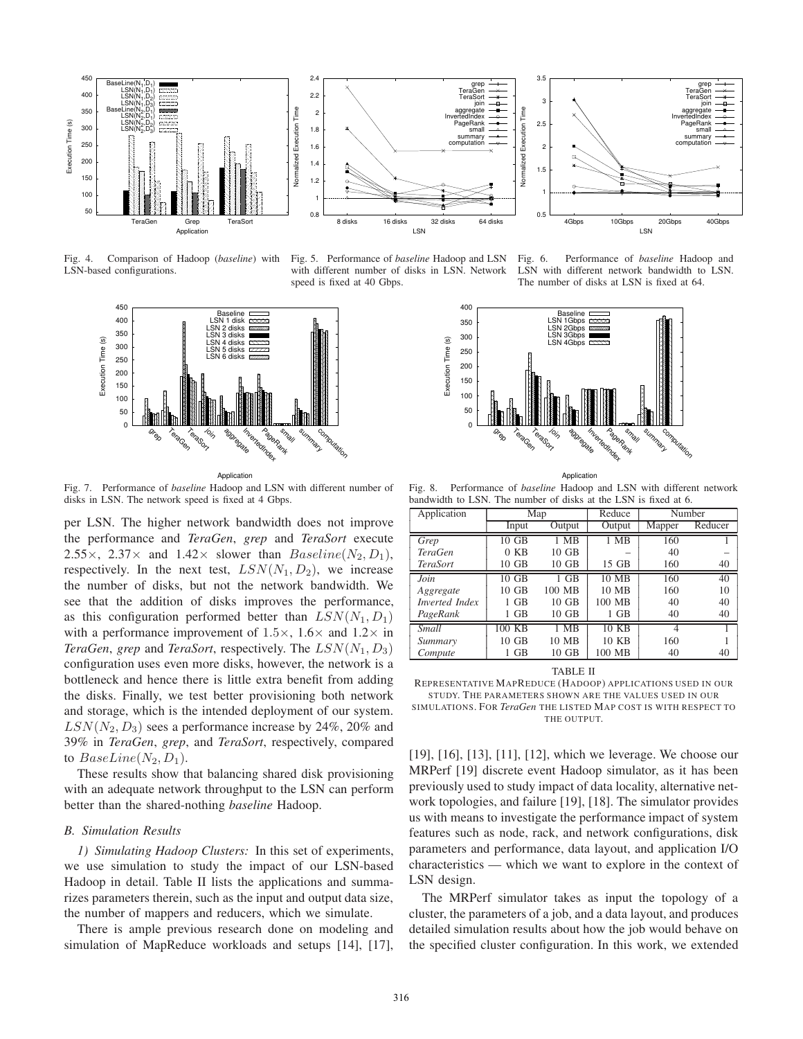Fig. 4. Comparison of Hadoop (*baseline*) with LSN-based configurations.

Fig. 5. Performance of *baseline* Hadoop and LSN with different number of disks in LSN. Network speed is fixed at 40 Gbps.

Fig. 6. Performance of *baseline* Hadoop and LSN with different network bandwidth to LSN. The number of disks at LSN is fixed at 64.

Fig. 7. Performance of *baseline* Hadoop and LSN with different number of disks in LSN. The network speed is fixed at 4 Gbps.

Fig. 8. Performance of *baseline* Hadoop and LSN with different network bandwidth to LSN. The number of disks at the LSN is fixed at 6.

per LSN. The higher network bandwidth does not improve the performance and *TeraGen*, *grep* and *TeraSort* execute $2.55\times$, $2.37\times$ and $1.42\times$ slower than $Baseline(N_2, D_1)$, respectively. In the next test, $LSN(N_1, D_2)$, we increase the number of disks, but not the network bandwidth. We see that the addition of disks improves the performance, as this configuration performed better than $LSN(N_1, D_1)$ with a performance improvement of $1.5\times$, $1.6\times$ and $1.2\times$ in *TeraGen*, *grep* and *TeraSort*, respectively. The $LSN(N_1, D_3)$ configuration uses even more disks, however, the network is a bottleneck and hence there is little extra benefit from adding the disks. Finally, we test better provisioning both network and storage, which is the intended deployment of our system. $LSN(N_2, D_3)$ sees a performance increase by 24%, 20% and 39% in *TeraGen*, *grep*, and *TeraSort*, respectively, compared to $BaseLine(N_2, D_1)$.

These results show that balancing shared disk provisioning with an adequate network throughput to the LSN can perform better than the shared-nothing *baseline* Hadoop.

### B. Simulation Results

*1) Simulating Hadoop Clusters:* In this set of experiments, we use simulation to study the impact of our LSN-based Hadoop in detail. Table II lists the applications and summarizes parameters therein, such as the input and output data size, the number of mappers and reducers, which we simulate.

There is ample previous research done on modeling and simulation of MapReduce workloads and setups [14], [17], [19], [16], [13], [11], [12], which we leverage. We choose our MRPerf [19] discrete event Hadoop simulator, as it has been previously used to study impact of data locality, alternative network topologies, and failure [19], [18]. The simulator provides us with means to investigate the performance impact of system features such as node, rack, and network configurations, disk parameters and performance, data layout, and application I/O characteristics — which we want to explore in the context of LSN design.

The MRPerf simulator takes as input the topology of a cluster, the parameters of a job, and a data layout, and produces detailed simulation results about how the job would behave on the specified cluster configuration. In this work, we extended

| Application | Map | | Reduce | Number | |
|---|---|---|---|---|---|
| | Input | Output | Output | Mapper | Reducer |
| *Grep* | 10 GB | 1 MB | 1 MB | 160 | 1 |
| *TeraGen* | 0 KB | 10 GB | – | 40 | – |
| *TeraSort* | 10 GB | 10 GB | 15 GB | 160 | 40 |
| *Join* | 10 GB | 1 GB | 10 MB | 160 | 40 |
| *Aggregate* | 10 GB | 100 MB | 10 MB | 160 | 10 |
| *Inverted Index* | 1 GB | 10 GB | 100 MB | 40 | 40 |
| *PageRank* | 1 GB | 10 GB | 1 GB | 40 | 40 |
| *Small* | 100 KB | 1 MB | 10 KB | 4 | 1 |
| *Summary* | 10 GB | 10 MB | 10 KB | 160 | 1 |
| *Compute* | 1 GB | 10 GB | 100 MB | 40 | 40 |

TABLE II
REPRESENTATIVE MAPREDUCE (HADOOP) APPLICATIONS USED IN OUR STUDY. THE PARAMETERS SHOWN ARE THE VALUES USED IN OUR SIMULATIONS. FOR *TeraGen* THE LISTED MAP COST IS WITH RESPECT TO THE OUTPUT.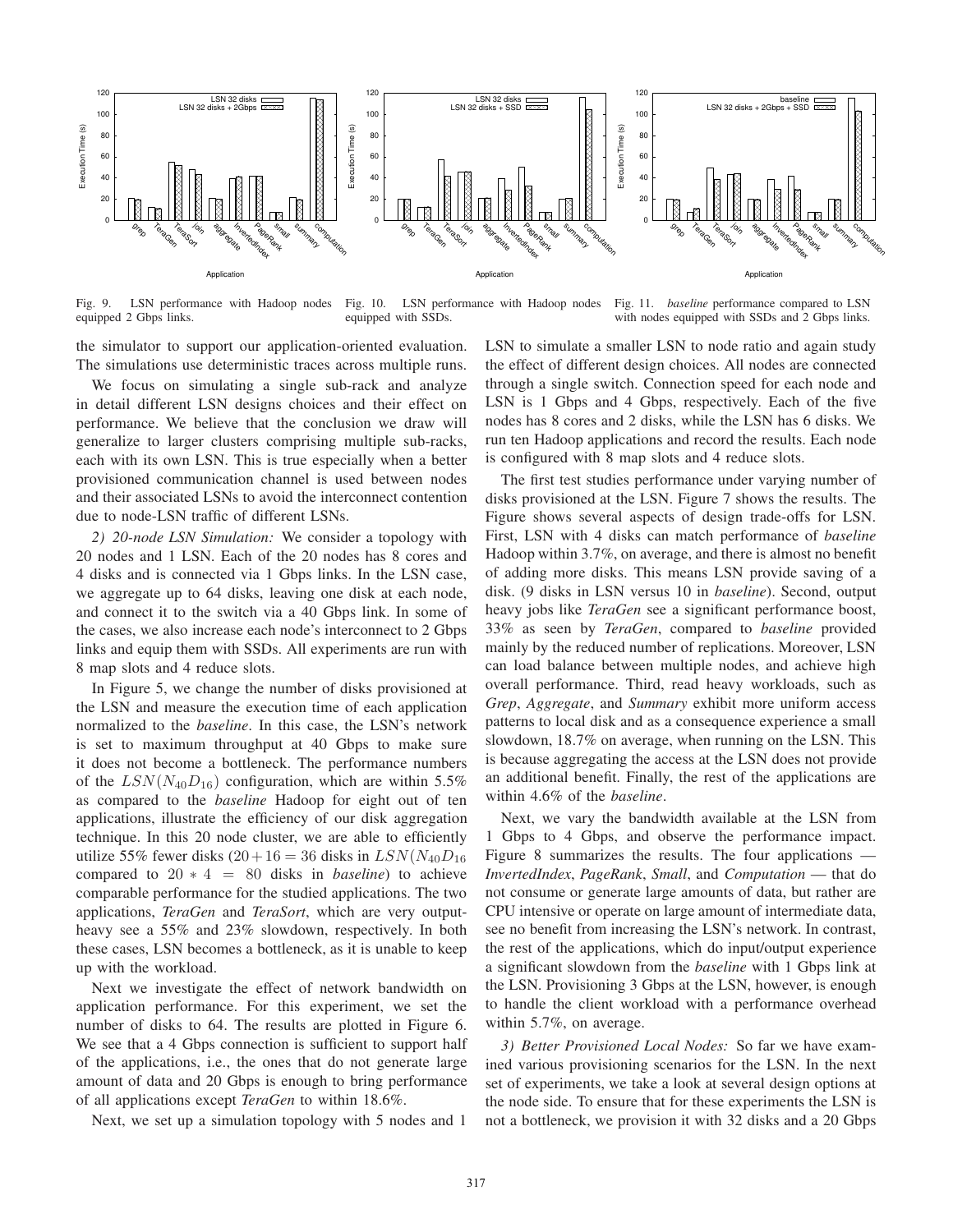Fig. 9. LSN performance with Hadoop nodes equipped 2 Gbps links.

Fig. 10. LSN performance with Hadoop nodes equipped with SSDs.

Fig. 11. *baseline* performance compared to LSN with nodes equipped with SSDs and 2 Gbps links.

the simulator to support our application-oriented evaluation. The simulations use deterministic traces across multiple runs.

We focus on simulating a single sub-rack and analyze in detail different LSN designs choices and their effect on performance. We believe that the conclusion we draw will generalize to larger clusters comprising multiple sub-racks, each with its own LSN. This is true especially when a better provisioned communication channel is used between nodes and their associated LSNs to avoid the interconnect contention due to node-LSN traffic of different LSNs.

*2) 20-node LSN Simulation:* We consider a topology with 20 nodes and 1 LSN. Each of the 20 nodes has 8 cores and 4 disks and is connected via 1 Gbps links. In the LSN case, we aggregate up to 64 disks, leaving one disk at each node, and connect it to the switch via a 40 Gbps link. In some of the cases, we also increase each node's interconnect to 2 Gbps links and equip them with SSDs. All experiments are run with 8 map slots and 4 reduce slots.

In Figure 5, we change the number of disks provisioned at the LSN and measure the execution time of each application normalized to the *baseline*. In this case, the LSN's network is set to maximum throughput at 40 Gbps to make sure it does not become a bottleneck. The performance numbers of the $LSN(N_{40}D_{16})$ configuration, which are within 5.5% as compared to the *baseline* Hadoop for eight out of ten applications, illustrate the efficiency of our disk aggregation technique. In this 20 node cluster, we are able to efficiently utilize 55% fewer disks ($20+16 = 36$ disks in $LSN(N_{40}D_{16}$ compared to $20 * 4 = 80$ disks in *baseline*) to achieve comparable performance for the studied applications. The two applications, *TeraGen* and *TeraSort*, which are very output-heavy see a 55% and 23% slowdown, respectively. In both these cases, LSN becomes a bottleneck, as it is unable to keep up with the workload.

Next we investigate the effect of network bandwidth on application performance. For this experiment, we set the number of disks to 64. The results are plotted in Figure 6. We see that a 4 Gbps connection is sufficient to support half of the applications, i.e., the ones that do not generate large amount of data and 20 Gbps is enough to bring performance of all applications except *TeraGen* to within 18.6%.

Next, we set up a simulation topology with 5 nodes and 1 LSN to simulate a smaller LSN to node ratio and again study the effect of different design choices. All nodes are connected through a single switch. Connection speed for each node and LSN is 1 Gbps and 4 Gbps, respectively. Each of the five nodes has 8 cores and 2 disks, while the LSN has 6 disks. We run ten Hadoop applications and record the results. Each node is configured with 8 map slots and 4 reduce slots.

The first test studies performance under varying number of disks provisioned at the LSN. Figure 7 shows the results. The Figure shows several aspects of design trade-offs for LSN. First, LSN with 4 disks can match performance of *baseline* Hadoop within 3.7%, on average, and there is almost no benefit of adding more disks. This means LSN provide saving of a disk. (9 disks in LSN versus 10 in *baseline*). Second, output heavy jobs like *TeraGen* see a significant performance boost, 33% as seen by *TeraGen*, compared to *baseline* provided mainly by the reduced number of replications. Moreover, LSN can load balance between multiple nodes, and achieve high overall performance. Third, read heavy workloads, such as *Grep*, *Aggregate*, and *Summary* exhibit more uniform access patterns to local disk and as a consequence experience a small slowdown, 18.7% on average, when running on the LSN. This is because aggregating the access at the LSN does not provide an additional benefit. Finally, the rest of the applications are within 4.6% of the *baseline*.

Next, we vary the bandwidth available at the LSN from 1 Gbps to 4 Gbps, and observe the performance impact. Figure 8 summarizes the results. The four applications — *InvertedIndex*, *PageRank*, *Small*, and *Computation* — that do not consume or generate large amounts of data, but rather are CPU intensive or operate on large amount of intermediate data, see no benefit from increasing the LSN's network. In contrast, the rest of the applications, which do input/output experience a significant slowdown from the *baseline* with 1 Gbps link at the LSN. Provisioning 3 Gbps at the LSN, however, is enough to handle the client workload with a performance overhead within 5.7%, on average.

*3) Better Provisioned Local Nodes:* So far we have examined various provisioning scenarios for the LSN. In the next set of experiments, we take a look at several design options at the node side. To ensure that for these experiments the LSN is not a bottleneck, we provision it with 32 disks and a 20 Gbps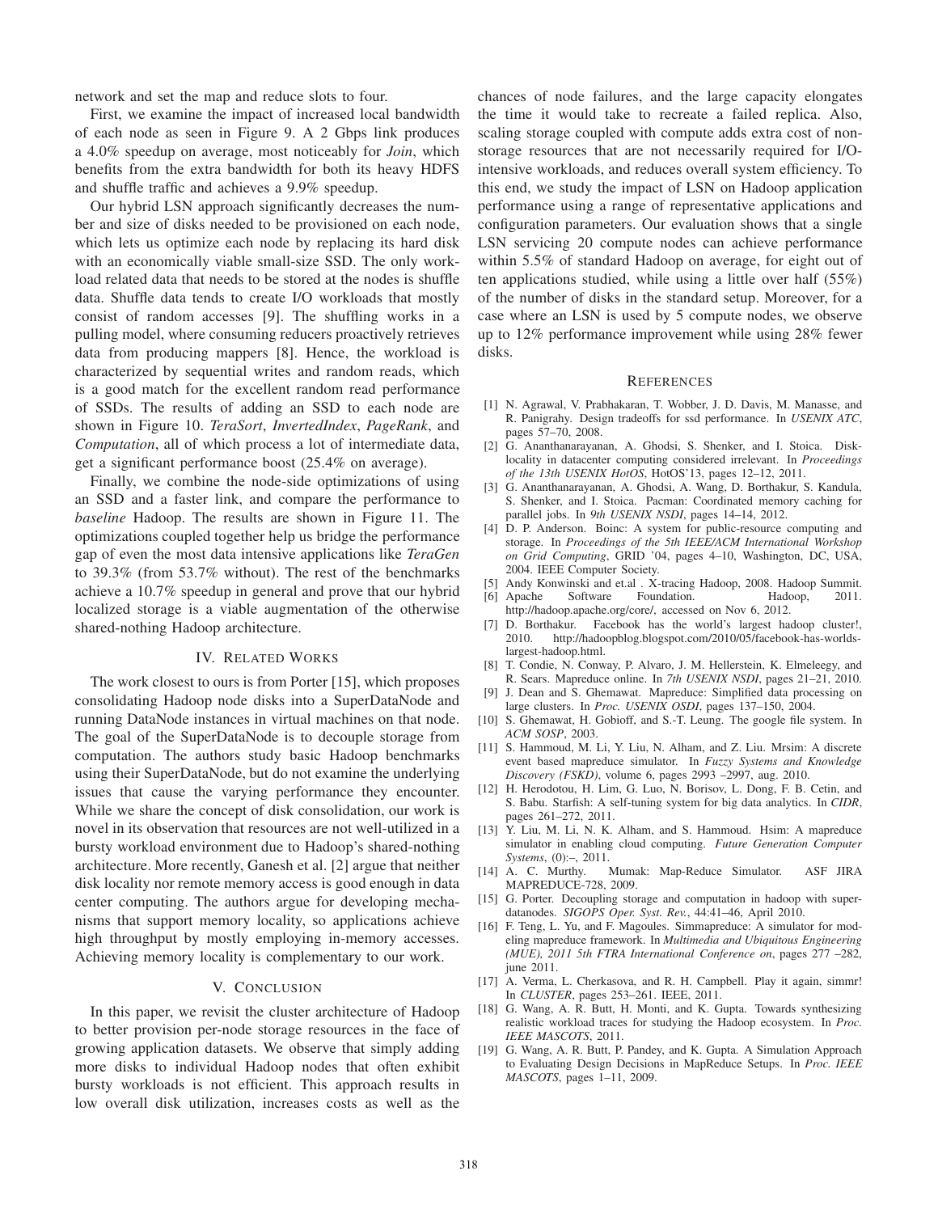network and set the map and reduce slots to four.

First, we examine the impact of increased local bandwidth of each node as seen in Figure 9. A 2 Gbps link produces a 4.0% speedup on average, most noticeably for *Join*, which benefits from the extra bandwidth for both its heavy HDFS and shuffle traffic and achieves a 9.9% speedup.

Our hybrid LSN approach significantly decreases the number and size of disks needed to be provisioned on each node, which lets us optimize each node by replacing its hard disk with an economically viable small-size SSD. The only workload related data that needs to be stored at the nodes is shuffle data. Shuffle data tends to create I/O workloads that mostly consist of random accesses [9]. The shuffling works in a pulling model, where consuming reducers proactively retrieves data from producing mappers [8]. Hence, the workload is characterized by sequential writes and random reads, which is a good match for the excellent random read performance of SSDs. The results of adding an SSD to each node are shown in Figure 10. *TeraSort*, *InvertedIndex*, *PageRank*, and *Computation*, all of which process a lot of intermediate data, get a significant performance boost (25.4% on average).

Finally, we combine the node-side optimizations of using an SSD and a faster link, and compare the performance to *baseline* Hadoop. The results are shown in Figure 11. The optimizations coupled together help us bridge the performance gap of even the most data intensive applications like *TeraGen* to 39.3% (from 53.7% without). The rest of the benchmarks achieve a 10.7% speedup in general and prove that our hybrid localized storage is a viable augmentation of the otherwise shared-nothing Hadoop architecture.

## IV. Related Works

The work closest to ours is from Porter [15], which proposes consolidating Hadoop node disks into a SuperDataNode and running DataNode instances in virtual machines on that node. The goal of the SuperDataNode is to decouple storage from computation. The authors study basic Hadoop benchmarks using their SuperDataNode, but do not examine the underlying issues that cause the varying performance they encounter. While we share the concept of disk consolidation, our work is novel in its observation that resources are not well-utilized in a bursty workload environment due to Hadoop's shared-nothing architecture. More recently, Ganesh et al. [2] argue that neither disk locality nor remote memory access is good enough in data center computing. The authors argue for developing mechanisms that support memory locality, so applications achieve high throughput by mostly employing in-memory accesses. Achieving memory locality is complementary to our work.

## V. Conclusion

In this paper, we revisit the cluster architecture of Hadoop to better provision per-node storage resources in the face of growing application datasets. We observe that simply adding more disks to individual Hadoop nodes that often exhibit bursty workloads is not efficient. This approach results in low overall disk utilization, increases costs as well as the chances of node failures, and the large capacity elongates the time it would take to recreate a failed replica. Also, scaling storage coupled with compute adds extra cost of non-storage resources that are not necessarily required for I/O-intensive workloads, and reduces overall system efficiency. To this end, we study the impact of LSN on Hadoop application performance using a range of representative applications and configuration parameters. Our evaluation shows that a single LSN servicing 20 compute nodes can achieve performance within 5.5% of standard Hadoop on average, for eight out of ten applications studied, while using a little over half (55%) of the number of disks in the standard setup. Moreover, for a case where an LSN is used by 5 compute nodes, we observe up to 12% performance improvement while using 28% fewer disks.

## References

[1] N. Agrawal, V. Prabhakaran, T. Wobber, J. D. Davis, M. Manasse, and R. Panigrahy. Design tradeoffs for ssd performance. In *USENIX ATC*, pages 57–70, 2008.

[2] G. Ananthanarayanan, A. Ghodsi, S. Shenker, and I. Stoica. Disk-locality in datacenter computing considered irrelevant. In *Proceedings of the 13th USENIX HotOS*, HotOS'13, pages 12–12, 2011.

[3] G. Ananthanarayanan, A. Ghodsi, A. Wang, D. Borthakur, S. Kandula, S. Shenker, and I. Stoica. Pacman: Coordinated memory caching for parallel jobs. In *9th USENIX NSDI*, pages 14–14, 2012.

[4] D. P. Anderson. Boinc: A system for public-resource computing and storage. In *Proceedings of the 5th IEEE/ACM International Workshop on Grid Computing*, GRID '04, pages 4–10, Washington, DC, USA, 2004. IEEE Computer Society.

[5] Andy Konwinski and et.al . X-tracing Hadoop, 2008. Hadoop Summit.

[6] Apache Software Foundation. Hadoop, 2011. http://hadoop.apache.org/core/, accessed on Nov 6, 2012.

[7] D. Borthakur. Facebook has the world's largest hadoop cluster!, 2010. http://hadoopblog.blogspot.com/2010/05/facebook-has-worlds-largest-hadoop.html.

[8] T. Condie, N. Conway, P. Alvaro, J. M. Hellerstein, K. Elmeleegy, and R. Sears. Mapreduce online. In *7th USENIX NSDI*, pages 21–21, 2010.

[9] J. Dean and S. Ghemawat. Mapreduce: Simplified data processing on large clusters. In *Proc. USENIX OSDI*, pages 137–150, 2004.

[10] S. Ghemawat, H. Gobioff, and S.-T. Leung. The google file system. In *ACM SOSP*, 2003.

[11] S. Hammoud, M. Li, Y. Liu, N. Alham, and Z. Liu. Mrsim: A discrete event based mapreduce simulator. In *Fuzzy Systems and Knowledge Discovery (FSKD)*, volume 6, pages 2993 –2997, aug. 2010.

[12] H. Herodotou, H. Lim, G. Luo, N. Borisov, L. Dong, F. B. Cetin, and S. Babu. Starfish: A self-tuning system for big data analytics. In *CIDR*, pages 261–272, 2011.

[13] Y. Liu, M. Li, N. K. Alham, and S. Hammoud. Hsim: A mapreduce simulator in enabling cloud computing. *Future Generation Computer Systems*, (0):–, 2011.

[14] A. C. Murthy. Mumak: Map-Reduce Simulator. ASF JIRA MAPREDUCE-728, 2009.

[15] G. Porter. Decoupling storage and computation in hadoop with superdatanodes. *SIGOPS Oper. Syst. Rev.*, 44:41–46, April 2010.

[16] F. Teng, L. Yu, and F. Magoules. Simmapreduce: A simulator for modeling mapreduce framework. In *Multimedia and Ubiquitous Engineering (MUE), 2011 5th FTRA International Conference on*, pages 277 –282, june 2011.

[17] A. Verma, L. Cherkasova, and R. H. Campbell. Play it again, simmr! In *CLUSTER*, pages 253–261. IEEE, 2011.

[18] G. Wang, A. R. Butt, H. Monti, and K. Gupta. Towards synthesizing realistic workload traces for studying the Hadoop ecosystem. In *Proc. IEEE MASCOTS*, 2011.

[19] G. Wang, A. R. Butt, P. Pandey, and K. Gupta. A Simulation Approach to Evaluating Design Decisions in MapReduce Setups. In *Proc. IEEE MASCOTS*, pages 1–11, 2009.